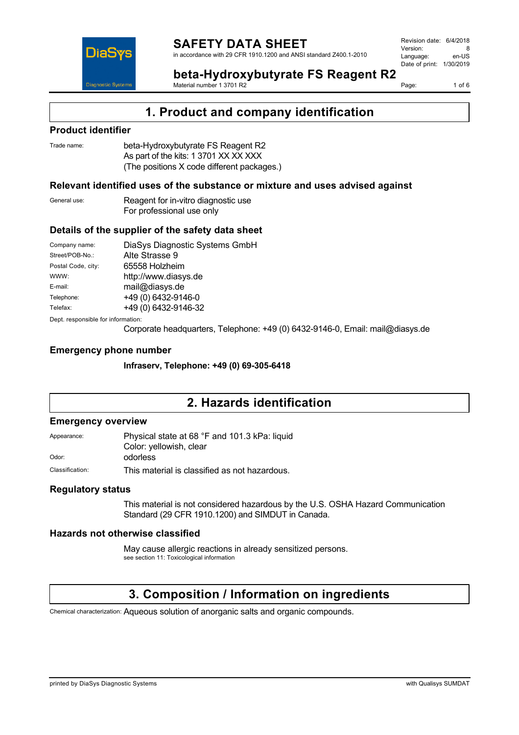# SAFETY DATA SHEET

in accordance with 29 CFR 1910.1200 and ANSI standard Z400.1-2010

Revision date: 6/4/2018
Version: 8
Language: en-US
Date of print: 1/30/2019

## beta-Hydroxybutyrate FS Reagent R2

Material number 1 3701 R2

## 1. Product and company identification

### Product identifier

Trade name: beta-Hydroxybutyrate FS Reagent R2
As part of the kits: 1 3701 XX XX XXX
(The positions X code different packages.)

### Relevant identified uses of the substance or mixture and uses advised against

General use: Reagent for in-vitro diagnostic use
For professional use only

### Details of the supplier of the safety data sheet

Company name: DiaSys Diagnostic Systems GmbH
Street/POB-No.: Alte Strasse 9
Postal Code, city: 65558 Holzheim
WWW: http://www.diasys.de
E-mail: mail@diasys.de
Telephone: +49 (0) 6432-9146-0
Telefax: +49 (0) 6432-9146-32

Dept. responsible for information:
Corporate headquarters, Telephone: +49 (0) 6432-9146-0, Email: mail@diasys.de

### Emergency phone number

**Infraserv, Telephone: +49 (0) 69-305-6418**

## 2. Hazards identification

### Emergency overview

Appearance: Physical state at 68 °F and 101.3 kPa: liquid
Color: yellowish, clear
Odor: odorless
Classification: This material is classified as not hazardous.

### Regulatory status

This material is not considered hazardous by the U.S. OSHA Hazard Communication Standard (29 CFR 1910.1200) and SIMDUT in Canada.

### Hazards not otherwise classified

May cause allergic reactions in already sensitized persons.
see section 11: Toxicological information

## 3. Composition / Information on ingredients

Chemical characterization: Aqueous solution of anorganic salts and organic compounds.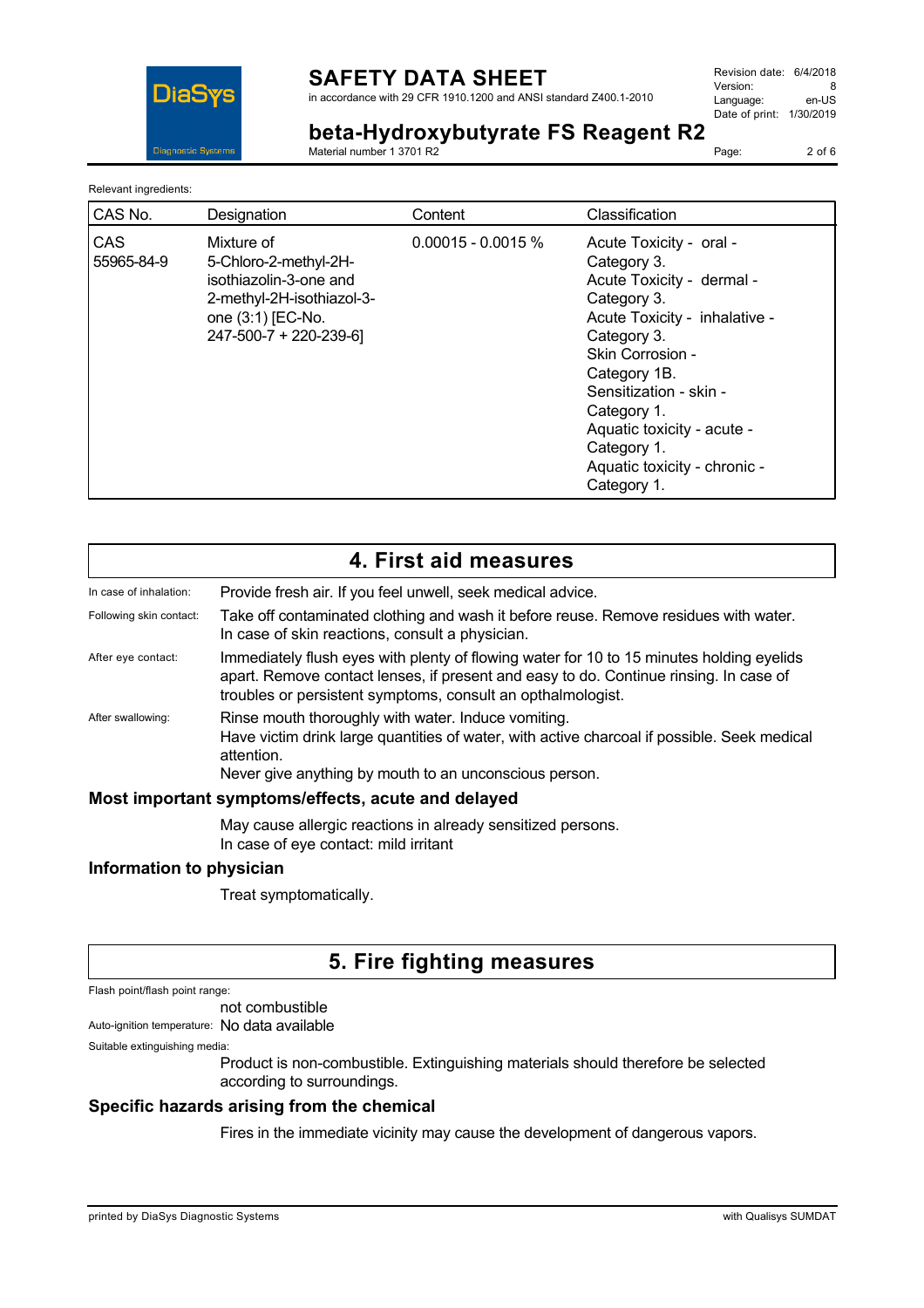Relevant ingredients:

| CAS No. | Designation | Content | Classification |
|---|---|---|---|
| CAS 55965-84-9 | Mixture of 5-Chloro-2-methyl-2H-isothiazolin-3-one and 2-methyl-2H-isothiazol-3-one (3:1) [EC-No. 247-500-7 + 220-239-6] | 0.00015 - 0.0015 % | Acute Toxicity - oral - Category 3. Acute Toxicity - dermal - Category 3. Acute Toxicity - inhalative - Category 3. Skin Corrosion - Category 1B. Sensitization - skin - Category 1. Aquatic toxicity - acute - Category 1. Aquatic toxicity - chronic - Category 1. |

# 4. First aid measures

In case of inhalation: Provide fresh air. If you feel unwell, seek medical advice.

Following skin contact: Take off contaminated clothing and wash it before reuse. Remove residues with water. In case of skin reactions, consult a physician.

After eye contact: Immediately flush eyes with plenty of flowing water for 10 to 15 minutes holding eyelids apart. Remove contact lenses, if present and easy to do. Continue rinsing. In case of troubles or persistent symptoms, consult an opthalmologist.

After swallowing: Rinse mouth thoroughly with water. Induce vomiting.
Have victim drink large quantities of water, with active charcoal if possible. Seek medical attention.
Never give anything by mouth to an unconscious person.

## Most important symptoms/effects, acute and delayed

May cause allergic reactions in already sensitized persons.
In case of eye contact: mild irritant

## Information to physician

Treat symptomatically.

# 5. Fire fighting measures

Flash point/flash point range:
not combustible

Auto-ignition temperature: No data available

Suitable extinguishing media:
Product is non-combustible. Extinguishing materials should therefore be selected according to surroundings.

## Specific hazards arising from the chemical

Fires in the immediate vicinity may cause the development of dangerous vapors.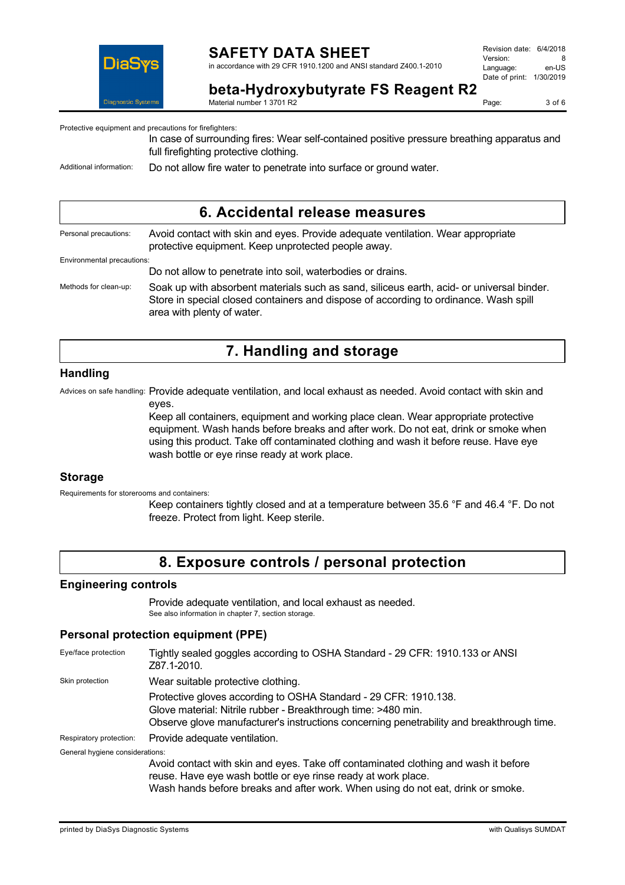Protective equipment and precautions for firefighters:

In case of surrounding fires: Wear self-contained positive pressure breathing apparatus and full firefighting protective clothing.

Additional information: Do not allow fire water to penetrate into surface or ground water.

# 6. Accidental release measures

Personal precautions: Avoid contact with skin and eyes. Provide adequate ventilation. Wear appropriate protective equipment. Keep unprotected people away.

Environmental precautions:

Do not allow to penetrate into soil, waterbodies or drains.

Methods for clean-up: Soak up with absorbent materials such as sand, siliceus earth, acid- or universal binder. Store in special closed containers and dispose of according to ordinance. Wash spill area with plenty of water.

# 7. Handling and storage

## Handling

Advices on safe handling: Provide adequate ventilation, and local exhaust as needed. Avoid contact with skin and eyes.

Keep all containers, equipment and working place clean. Wear appropriate protective equipment. Wash hands before breaks and after work. Do not eat, drink or smoke when using this product. Take off contaminated clothing and wash it before reuse. Have eye wash bottle or eye rinse ready at work place.

## Storage

Requirements for storerooms and containers:

Keep containers tightly closed and at a temperature between 35.6 °F and 46.4 °F. Do not freeze. Protect from light. Keep sterile.

# 8. Exposure controls / personal protection

## Engineering controls

Provide adequate ventilation, and local exhaust as needed.

See also information in chapter 7, section storage.

## Personal protection equipment (PPE)

Eye/face protection: Tightly sealed goggles according to OSHA Standard - 29 CFR: 1910.133 or ANSI Z87.1-2010.

Skin protection: Wear suitable protective clothing.

Protective gloves according to OSHA Standard - 29 CFR: 1910.138.
Glove material: Nitrile rubber - Breakthrough time: >480 min.
Observe glove manufacturer's instructions concerning penetrability and breakthrough time.

Respiratory protection: Provide adequate ventilation.

General hygiene considerations:

Avoid contact with skin and eyes. Take off contaminated clothing and wash it before reuse. Have eye wash bottle or eye rinse ready at work place.
Wash hands before breaks and after work. When using do not eat, drink or smoke.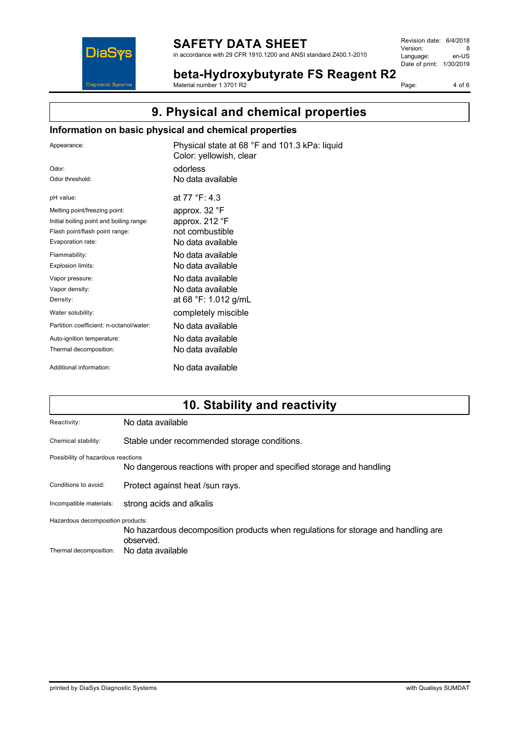## 9. Physical and chemical properties

### Information on basic physical and chemical properties

| | |
|---|---|
| Appearance: | Physical state at 68 °F and 101.3 kPa: liquid<br>Color: yellowish, clear |
| Odor: | odorless |
| Odor threshold: | No data available |
| pH value: | at 77 °F: 4.3 |
| Melting point/freezing point: | approx. 32 °F |
| Initial boiling point and boiling range: | approx. 212 °F |
| Flash point/flash point range: | not combustible |
| Evaporation rate: | No data available |
| Flammability: | No data available |
| Explosion limits: | No data available |
| Vapor pressure: | No data available |
| Vapor density: | No data available |
| Density: | at 68 °F: 1.012 g/mL |
| Water solubility: | completely miscible |
| Partition coefficient: n-octanol/water: | No data available |
| Auto-ignition temperature: | No data available |
| Thermal decomposition: | No data available |
| Additional information: | No data available |

## 10. Stability and reactivity

Reactivity: No data available

Chemical stability: Stable under recommended storage conditions.

Possibility of hazardous reactions
No dangerous reactions with proper and specified storage and handling

Conditions to avoid: Protect against heat /sun rays.

Incompatible materials: strong acids and alkalis

Hazardous decomposition products:
No hazardous decomposition products when regulations for storage and handling are observed.

Thermal decomposition: No data available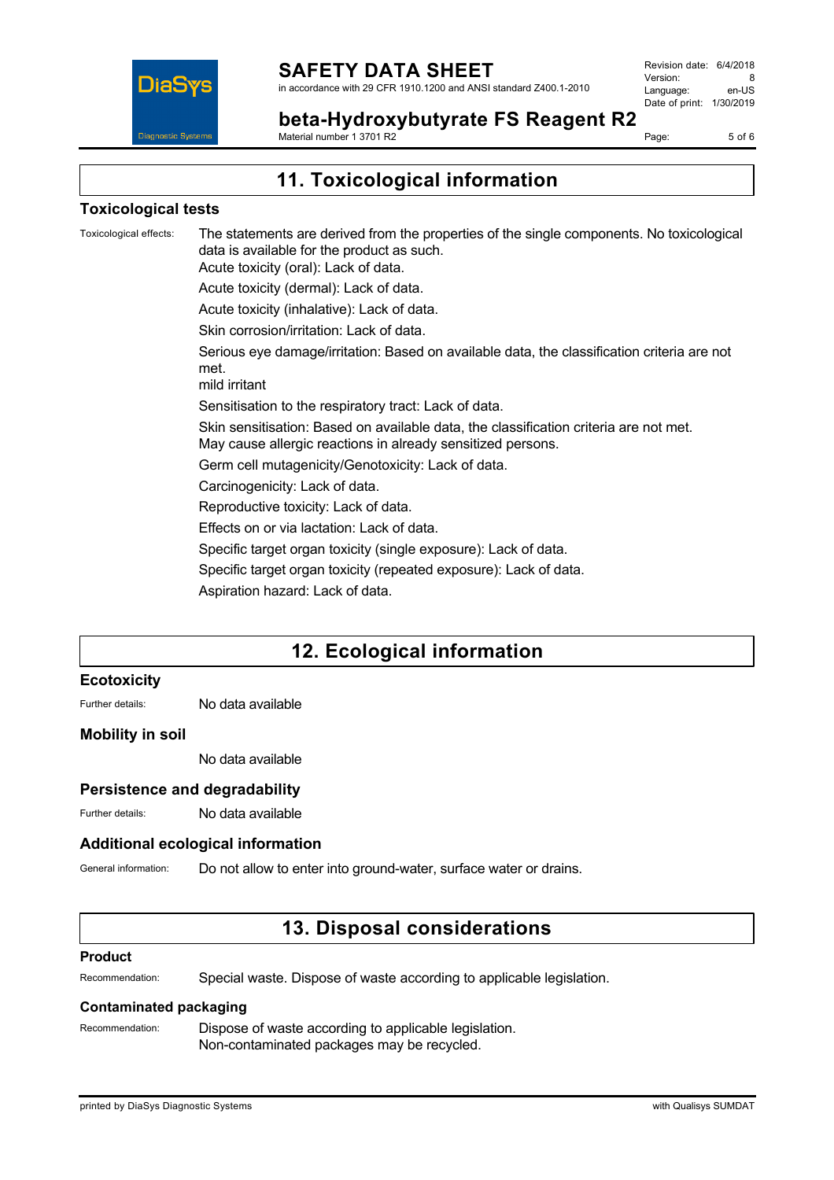## 11. Toxicological information

### Toxicological tests

Toxicological effects: The statements are derived from the properties of the single components. No toxicological data is available for the product as such.

Acute toxicity (oral): Lack of data.

Acute toxicity (dermal): Lack of data.

Acute toxicity (inhalative): Lack of data.

Skin corrosion/irritation: Lack of data.

Serious eye damage/irritation: Based on available data, the classification criteria are not met.
mild irritant

Sensitisation to the respiratory tract: Lack of data.

Skin sensitisation: Based on available data, the classification criteria are not met.
May cause allergic reactions in already sensitized persons.

Germ cell mutagenicity/Genotoxicity: Lack of data.

Carcinogenicity: Lack of data.

Reproductive toxicity: Lack of data.

Effects on or via lactation: Lack of data.

Specific target organ toxicity (single exposure): Lack of data.

Specific target organ toxicity (repeated exposure): Lack of data.

Aspiration hazard: Lack of data.

## 12. Ecological information

### Ecotoxicity

Further details: No data available

### Mobility in soil

No data available

### Persistence and degradability

Further details: No data available

### Additional ecological information

General information: Do not allow to enter into ground-water, surface water or drains.

## 13. Disposal considerations

### Product

Recommendation: Special waste. Dispose of waste according to applicable legislation.

### Contaminated packaging

Recommendation: Dispose of waste according to applicable legislation.
Non-contaminated packages may be recycled.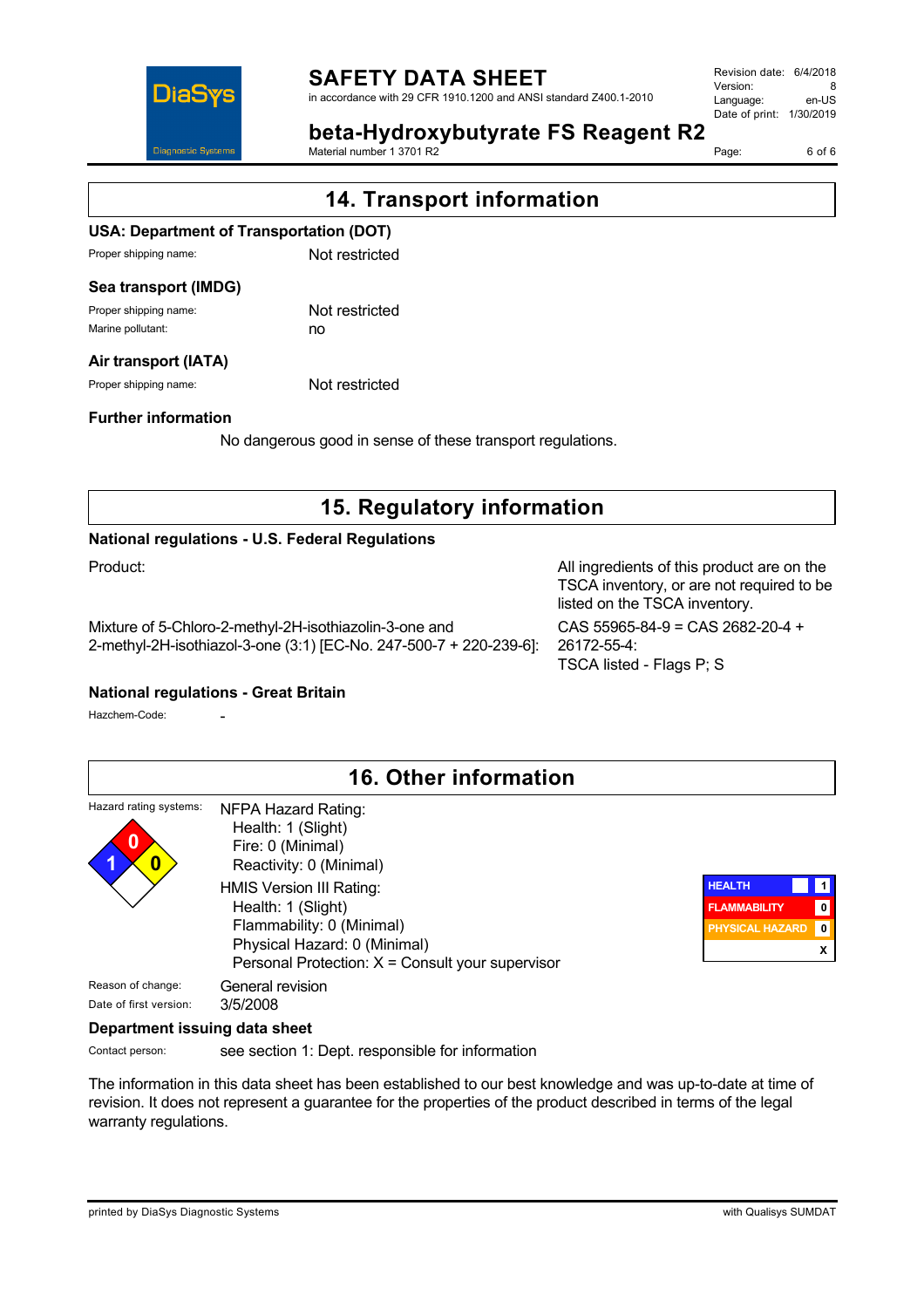## 14. Transport information

### USA: Department of Transportation (DOT)

Proper shipping name: Not restricted

### Sea transport (IMDG)

Proper shipping name: Not restricted

Marine pollutant: no

### Air transport (IATA)

Proper shipping name: Not restricted

### Further information

No dangerous good in sense of these transport regulations.

## 15. Regulatory information

### National regulations - U.S. Federal Regulations

Product: All ingredients of this product are on the TSCA inventory, or are not required to be listed on the TSCA inventory.

Mixture of 5-Chloro-2-methyl-2H-isothiazolin-3-one and 2-methyl-2H-isothiazol-3-one (3:1) [EC-No. 247-500-7 + 220-239-6]: CAS 55965-84-9 = CAS 2682-20-4 + 26172-55-4: TSCA listed - Flags P; S

### National regulations - Great Britain

Hazchem-Code: -

## 16. Other information

Hazard rating systems:

NFPA Hazard Rating:
- Health: 1 (Slight)
- Fire: 0 (Minimal)
- Reactivity: 0 (Minimal)

HMIS Version III Rating:
- Health: 1 (Slight)
- Flammability: 0 (Minimal)
- Physical Hazard: 0 (Minimal)
- Personal Protection: X = Consult your supervisor

| | |
|---|---|
| HEALTH | 1 |
| FLAMMABILITY | 0 |
| PHYSICAL HAZARD | 0 |
| | X |

Reason of change: General revision

Date of first version: 3/5/2008

### Department issuing data sheet

Contact person: see section 1: Dept. responsible for information

The information in this data sheet has been established to our best knowledge and was up-to-date at time of revision. It does not represent a guarantee for the properties of the product described in terms of the legal warranty regulations.